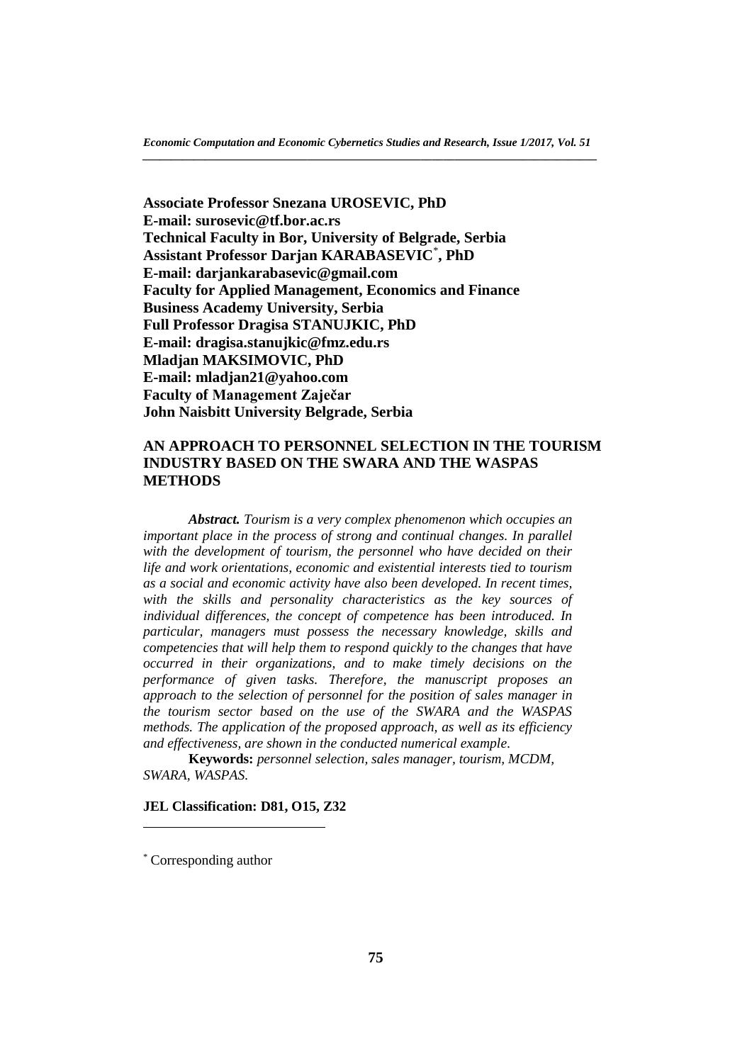**Associate Professor Snezana UROSEVIC, PhD**
**E-mail: surosevic@tf.bor.ac.rs**
**Technical Faculty in Bor, University of Belgrade, Serbia**
**Assistant Professor Darjan KARABASEVIC[*], PhD**
**E-mail: darjankarabasevic@gmail.com**
**Faculty for Applied Management, Economics and Finance**
**Business Academy University, Serbia**
**Full Professor Dragisa STANUJKIC, PhD**
**E-mail: dragisa.stanujkic@fmz.edu.rs**
**Mladjan MAKSIMOVIC, PhD**
**E-mail: mladjan21@yahoo.com**
**Faculty of Management Zaječar**
**John Naisbitt University Belgrade, Serbia**

# AN APPROACH TO PERSONNEL SELECTION IN THE TOURISM INDUSTRY BASED ON THE SWARA AND THE WASPAS METHODS

***Abstract.*** *Tourism is a very complex phenomenon which occupies an important place in the process of strong and continual changes. In parallel with the development of tourism, the personnel who have decided on their life and work orientations, economic and existential interests tied to tourism as a social and economic activity have also been developed. In recent times, with the skills and personality characteristics as the key sources of individual differences, the concept of competence has been introduced. In particular, managers must possess the necessary knowledge, skills and competencies that will help them to respond quickly to the changes that have occurred in their organizations, and to make timely decisions on the performance of given tasks. Therefore, the manuscript proposes an approach to the selection of personnel for the position of sales manager in the tourism sector based on the use of the SWARA and the WASPAS methods. The application of the proposed approach, as well as its efficiency and effectiveness, are shown in the conducted numerical example.*

**Keywords:** *personnel selection, sales manager, tourism, MCDM, SWARA, WASPAS.*

**JEL Classification: D81, O15, Z32**

[*] Corresponding author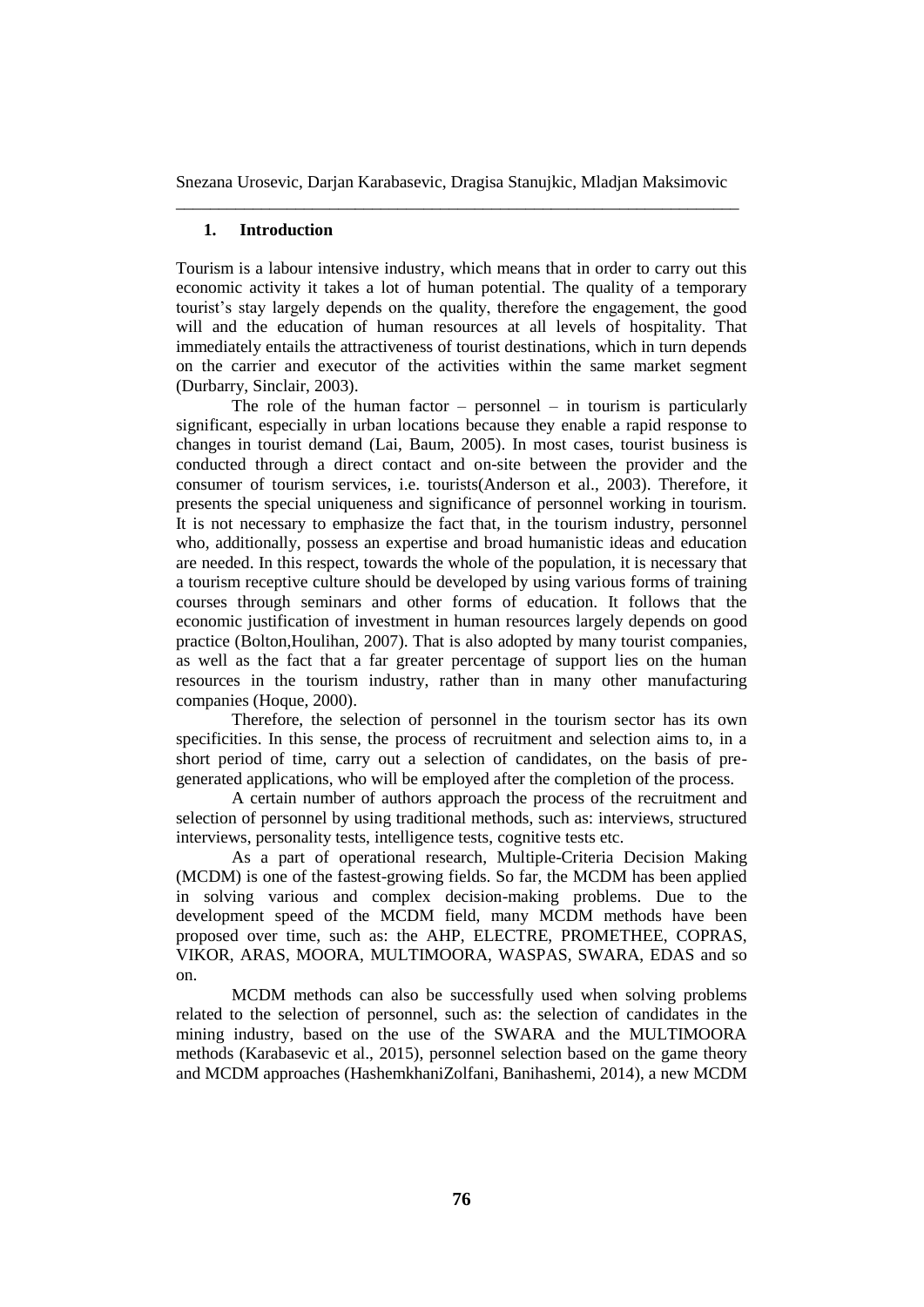## 1. Introduction

Tourism is a labour intensive industry, which means that in order to carry out this economic activity it takes a lot of human potential. The quality of a temporary tourist's stay largely depends on the quality, therefore the engagement, the good will and the education of human resources at all levels of hospitality. That immediately entails the attractiveness of tourist destinations, which in turn depends on the carrier and executor of the activities within the same market segment (Durbarry, Sinclair, 2003).

The role of the human factor – personnel – in tourism is particularly significant, especially in urban locations because they enable a rapid response to changes in tourist demand (Lai, Baum, 2005). In most cases, tourist business is conducted through a direct contact and on-site between the provider and the consumer of tourism services, i.e. tourists(Anderson et al., 2003). Therefore, it presents the special uniqueness and significance of personnel working in tourism. It is not necessary to emphasize the fact that, in the tourism industry, personnel who, additionally, possess an expertise and broad humanistic ideas and education are needed. In this respect, towards the whole of the population, it is necessary that a tourism receptive culture should be developed by using various forms of training courses through seminars and other forms of education. It follows that the economic justification of investment in human resources largely depends on good practice (Bolton,Houlihan, 2007). That is also adopted by many tourist companies, as well as the fact that a far greater percentage of support lies on the human resources in the tourism industry, rather than in many other manufacturing companies (Hoque, 2000).

Therefore, the selection of personnel in the tourism sector has its own specificities. In this sense, the process of recruitment and selection aims to, in a short period of time, carry out a selection of candidates, on the basis of pre-generated applications, who will be employed after the completion of the process.

A certain number of authors approach the process of the recruitment and selection of personnel by using traditional methods, such as: interviews, structured interviews, personality tests, intelligence tests, cognitive tests etc.

As a part of operational research, Multiple-Criteria Decision Making (MCDM) is one of the fastest-growing fields. So far, the MCDM has been applied in solving various and complex decision-making problems. Due to the development speed of the MCDM field, many MCDM methods have been proposed over time, such as: the AHP, ELECTRE, PROMETHEE, COPRAS, VIKOR, ARAS, MOORA, MULTIMOORA, WASPAS, SWARA, EDAS and so on.

MCDM methods can also be successfully used when solving problems related to the selection of personnel, such as: the selection of candidates in the mining industry, based on the use of the SWARA and the MULTIMOORA methods (Karabasevic et al., 2015), personnel selection based on the game theory and MCDM approaches (HashemkhaniZolfani, Banihashemi, 2014), a new MCDM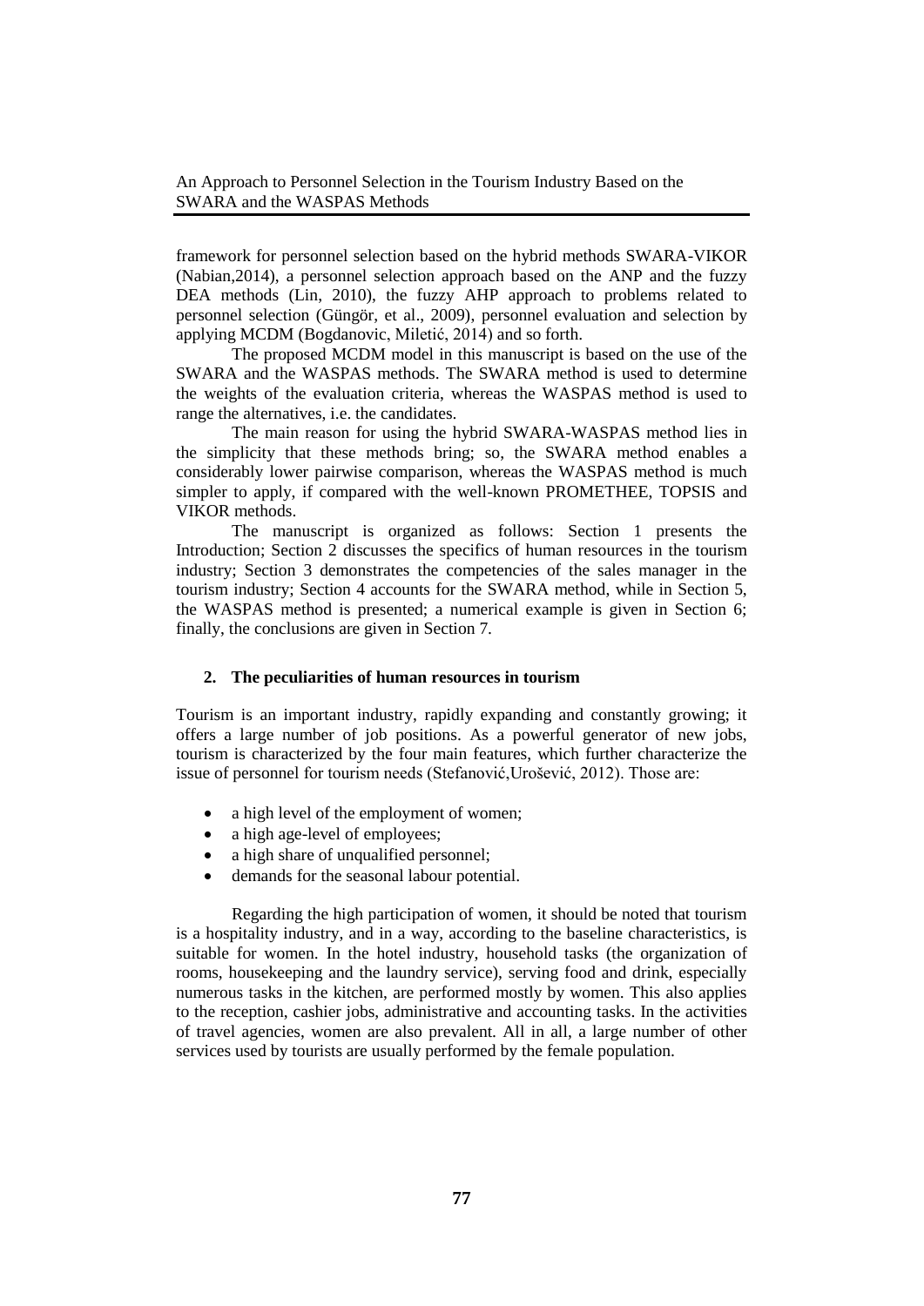framework for personnel selection based on the hybrid methods SWARA-VIKOR (Nabian,2014), a personnel selection approach based on the ANP and the fuzzy DEA methods (Lin, 2010), the fuzzy AHP approach to problems related to personnel selection (Güngör, et al., 2009), personnel evaluation and selection by applying MCDM (Bogdanovic, Miletić, 2014) and so forth.

The proposed MCDM model in this manuscript is based on the use of the SWARA and the WASPAS methods. The SWARA method is used to determine the weights of the evaluation criteria, whereas the WASPAS method is used to range the alternatives, i.e. the candidates.

The main reason for using the hybrid SWARA-WASPAS method lies in the simplicity that these methods bring; so, the SWARA method enables a considerably lower pairwise comparison, whereas the WASPAS method is much simpler to apply, if compared with the well-known PROMETHEE, TOPSIS and VIKOR methods.

The manuscript is organized as follows: Section 1 presents the Introduction; Section 2 discusses the specifics of human resources in the tourism industry; Section 3 demonstrates the competencies of the sales manager in the tourism industry; Section 4 accounts for the SWARA method, while in Section 5, the WASPAS method is presented; a numerical example is given in Section 6; finally, the conclusions are given in Section 7.

## 2. The peculiarities of human resources in tourism

Tourism is an important industry, rapidly expanding and constantly growing; it offers a large number of job positions. As a powerful generator of new jobs, tourism is characterized by the four main features, which further characterize the issue of personnel for tourism needs (Stefanović,Urošević, 2012). Those are:

- a high level of the employment of women;
- a high age-level of employees;
- a high share of unqualified personnel;
- demands for the seasonal labour potential.

Regarding the high participation of women, it should be noted that tourism is a hospitality industry, and in a way, according to the baseline characteristics, is suitable for women. In the hotel industry, household tasks (the organization of rooms, housekeeping and the laundry service), serving food and drink, especially numerous tasks in the kitchen, are performed mostly by women. This also applies to the reception, cashier jobs, administrative and accounting tasks. In the activities of travel agencies, women are also prevalent. All in all, a large number of other services used by tourists are usually performed by the female population.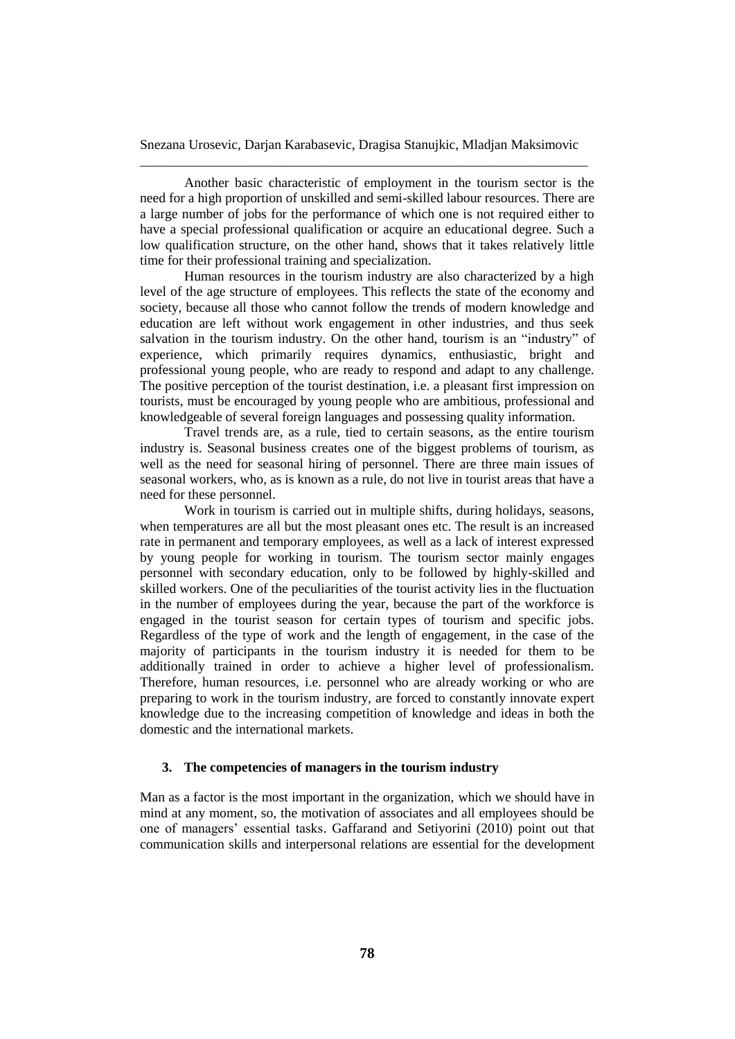Another basic characteristic of employment in the tourism sector is the need for a high proportion of unskilled and semi-skilled labour resources. There are a large number of jobs for the performance of which one is not required either to have a special professional qualification or acquire an educational degree. Such a low qualification structure, on the other hand, shows that it takes relatively little time for their professional training and specialization.

Human resources in the tourism industry are also characterized by a high level of the age structure of employees. This reflects the state of the economy and society, because all those who cannot follow the trends of modern knowledge and education are left without work engagement in other industries, and thus seek salvation in the tourism industry. On the other hand, tourism is an "industry" of experience, which primarily requires dynamics, enthusiastic, bright and professional young people, who are ready to respond and adapt to any challenge. The positive perception of the tourist destination, i.e. a pleasant first impression on tourists, must be encouraged by young people who are ambitious, professional and knowledgeable of several foreign languages and possessing quality information.

Travel trends are, as a rule, tied to certain seasons, as the entire tourism industry is. Seasonal business creates one of the biggest problems of tourism, as well as the need for seasonal hiring of personnel. There are three main issues of seasonal workers, who, as is known as a rule, do not live in tourist areas that have a need for these personnel.

Work in tourism is carried out in multiple shifts, during holidays, seasons, when temperatures are all but the most pleasant ones etc. The result is an increased rate in permanent and temporary employees, as well as a lack of interest expressed by young people for working in tourism. The tourism sector mainly engages personnel with secondary education, only to be followed by highly-skilled and skilled workers. One of the peculiarities of the tourist activity lies in the fluctuation in the number of employees during the year, because the part of the workforce is engaged in the tourist season for certain types of tourism and specific jobs. Regardless of the type of work and the length of engagement, in the case of the majority of participants in the tourism industry it is needed for them to be additionally trained in order to achieve a higher level of professionalism. Therefore, human resources, i.e. personnel who are already working or who are preparing to work in the tourism industry, are forced to constantly innovate expert knowledge due to the increasing competition of knowledge and ideas in both the domestic and the international markets.

## 3. The competencies of managers in the tourism industry

Man as a factor is the most important in the organization, which we should have in mind at any moment, so, the motivation of associates and all employees should be one of managers' essential tasks. Gaffarand and Setiyorini (2010) point out that communication skills and interpersonal relations are essential for the development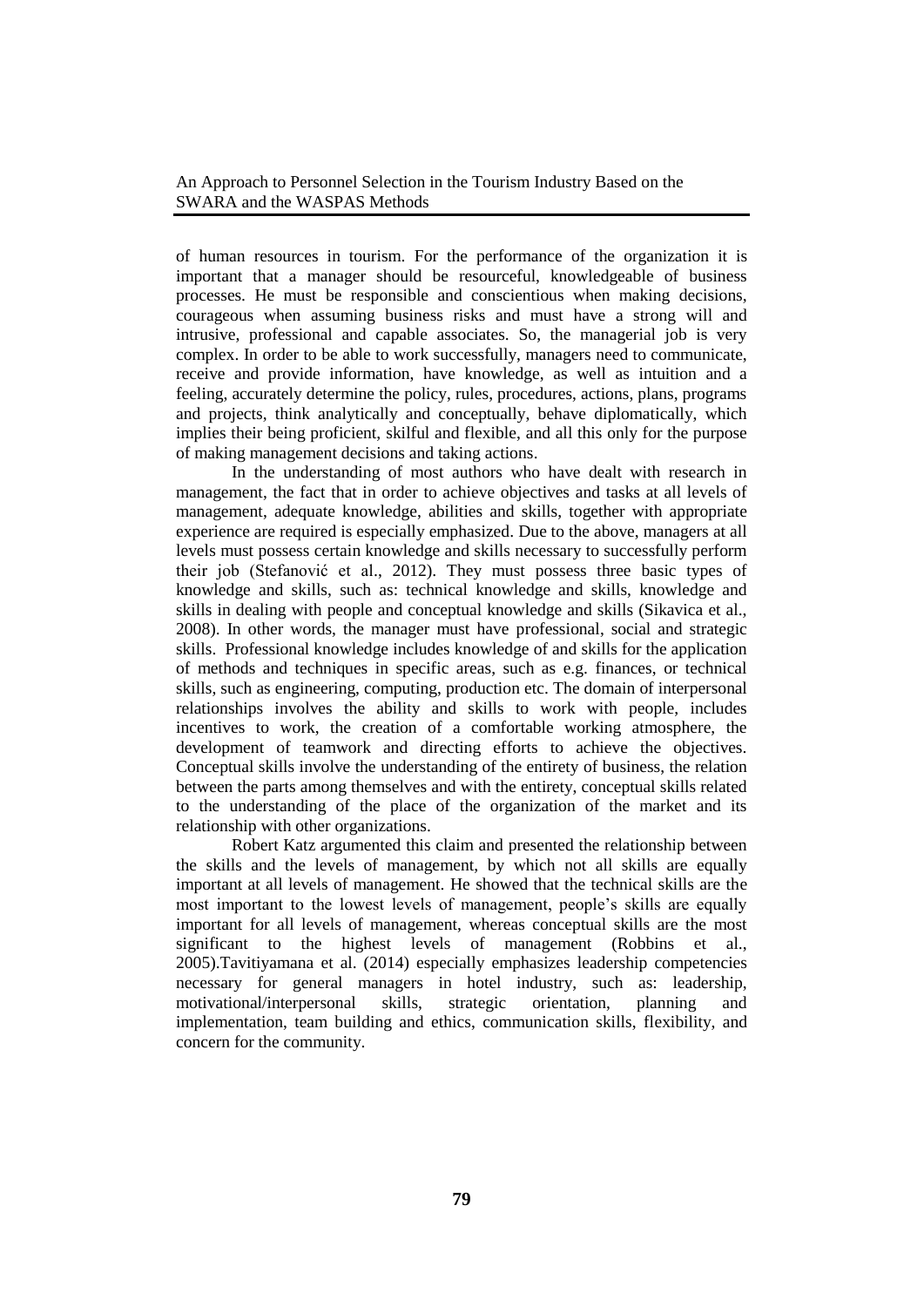of human resources in tourism. For the performance of the organization it is important that a manager should be resourceful, knowledgeable of business processes. He must be responsible and conscientious when making decisions, courageous when assuming business risks and must have a strong will and intrusive, professional and capable associates. So, the managerial job is very complex. In order to be able to work successfully, managers need to communicate, receive and provide information, have knowledge, as well as intuition and a feeling, accurately determine the policy, rules, procedures, actions, plans, programs and projects, think analytically and conceptually, behave diplomatically, which implies their being proficient, skilful and flexible, and all this only for the purpose of making management decisions and taking actions.

In the understanding of most authors who have dealt with research in management, the fact that in order to achieve objectives and tasks at all levels of management, adequate knowledge, abilities and skills, together with appropriate experience are required is especially emphasized. Due to the above, managers at all levels must possess certain knowledge and skills necessary to successfully perform their job (Stefanović et al., 2012). They must possess three basic types of knowledge and skills, such as: technical knowledge and skills, knowledge and skills in dealing with people and conceptual knowledge and skills (Sikavica et al., 2008). In other words, the manager must have professional, social and strategic skills. Professional knowledge includes knowledge of and skills for the application of methods and techniques in specific areas, such as e.g. finances, or technical skills, such as engineering, computing, production etc. The domain of interpersonal relationships involves the ability and skills to work with people, includes incentives to work, the creation of a comfortable working atmosphere, the development of teamwork and directing efforts to achieve the objectives. Conceptual skills involve the understanding of the entirety of business, the relation between the parts among themselves and with the entirety, conceptual skills related to the understanding of the place of the organization of the market and its relationship with other organizations.

Robert Katz argumented this claim and presented the relationship between the skills and the levels of management, by which not all skills are equally important at all levels of management. He showed that the technical skills are the most important to the lowest levels of management, people's skills are equally important for all levels of management, whereas conceptual skills are the most significant to the highest levels of management (Robbins et al., 2005).Tavitiyamana et al. (2014) especially emphasizes leadership competencies necessary for general managers in hotel industry, such as: leadership, motivational/interpersonal skills, strategic orientation, planning and implementation, team building and ethics, communication skills, flexibility, and concern for the community.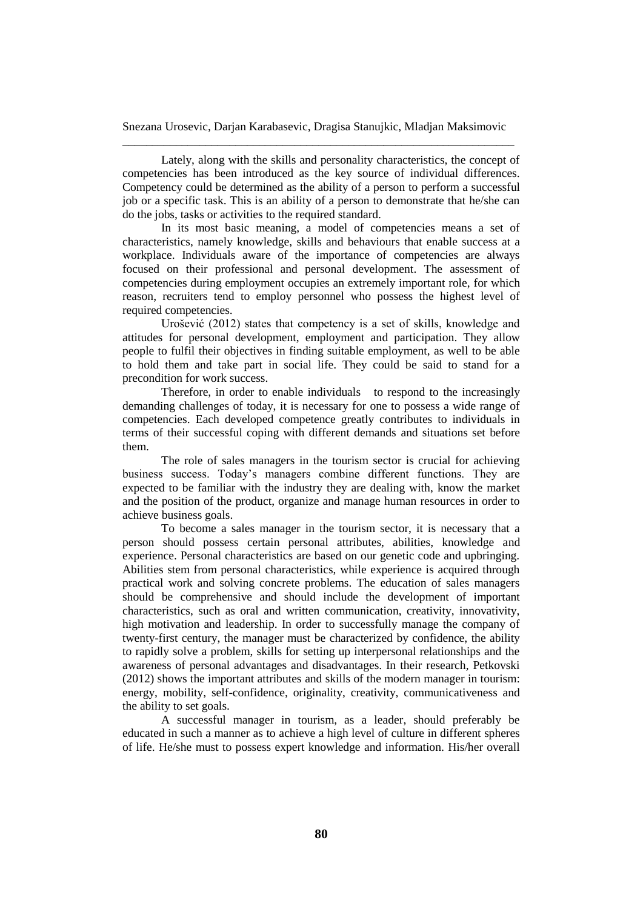Lately, along with the skills and personality characteristics, the concept of competencies has been introduced as the key source of individual differences. Competency could be determined as the ability of a person to perform a successful job or a specific task. This is an ability of a person to demonstrate that he/she can do the jobs, tasks or activities to the required standard.

In its most basic meaning, a model of competencies means a set of characteristics, namely knowledge, skills and behaviours that enable success at a workplace. Individuals aware of the importance of competencies are always focused on their professional and personal development. The assessment of competencies during employment occupies an extremely important role, for which reason, recruiters tend to employ personnel who possess the highest level of required competencies.

Urošević (2012) states that competency is a set of skills, knowledge and attitudes for personal development, employment and participation. They allow people to fulfil their objectives in finding suitable employment, as well to be able to hold them and take part in social life. They could be said to stand for a precondition for work success.

Therefore, in order to enable individuals to respond to the increasingly demanding challenges of today, it is necessary for one to possess a wide range of competencies. Each developed competence greatly contributes to individuals in terms of their successful coping with different demands and situations set before them.

The role of sales managers in the tourism sector is crucial for achieving business success. Today's managers combine different functions. They are expected to be familiar with the industry they are dealing with, know the market and the position of the product, organize and manage human resources in order to achieve business goals.

To become a sales manager in the tourism sector, it is necessary that a person should possess certain personal attributes, abilities, knowledge and experience. Personal characteristics are based on our genetic code and upbringing. Abilities stem from personal characteristics, while experience is acquired through practical work and solving concrete problems. The education of sales managers should be comprehensive and should include the development of important characteristics, such as oral and written communication, creativity, innovativity, high motivation and leadership. In order to successfully manage the company of twenty-first century, the manager must be characterized by confidence, the ability to rapidly solve a problem, skills for setting up interpersonal relationships and the awareness of personal advantages and disadvantages. In their research, Petkovski (2012) shows the important attributes and skills of the modern manager in tourism: energy, mobility, self-confidence, originality, creativity, communicativeness and the ability to set goals.

A successful manager in tourism, as a leader, should preferably be educated in such a manner as to achieve a high level of culture in different spheres of life. He/she must to possess expert knowledge and information. His/her overall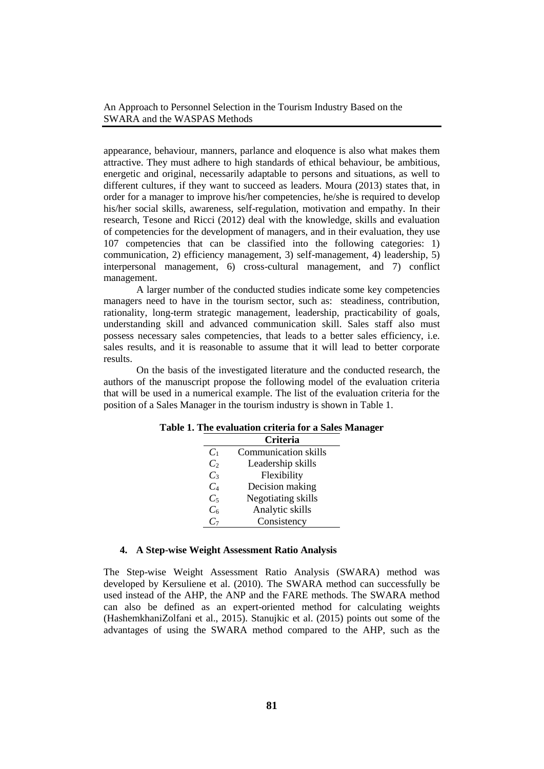appearance, behaviour, manners, parlance and eloquence is also what makes them attractive. They must adhere to high standards of ethical behaviour, be ambitious, energetic and original, necessarily adaptable to persons and situations, as well to different cultures, if they want to succeed as leaders. Moura (2013) states that, in order for a manager to improve his/her competencies, he/she is required to develop his/her social skills, awareness, self-regulation, motivation and empathy. In their research, Tesone and Ricci (2012) deal with the knowledge, skills and evaluation of competencies for the development of managers, and in their evaluation, they use 107 competencies that can be classified into the following categories: 1) communication, 2) efficiency management, 3) self-management, 4) leadership, 5) interpersonal management, 6) cross-cultural management, and 7) conflict management.

A larger number of the conducted studies indicate some key competencies managers need to have in the tourism sector, such as: steadiness, contribution, rationality, long-term strategic management, leadership, practicability of goals, understanding skill and advanced communication skill. Sales staff also must possess necessary sales competencies, that leads to a better sales efficiency, i.e. sales results, and it is reasonable to assume that it will lead to better corporate results.

On the basis of the investigated literature and the conducted research, the authors of the manuscript propose the following model of the evaluation criteria that will be used in a numerical example. The list of the evaluation criteria for the position of a Sales Manager in the tourism industry is shown in Table 1.

**Table 1. The evaluation criteria for a Sales Manager**

| | Criteria |
|---|---|
| $C_1$ | Communication skills |
| $C_2$ | Leadership skills |
| $C_3$ | Flexibility |
| $C_4$ | Decision making |
| $C_5$ | Negotiating skills |
| $C_6$ | Analytic skills |
| $C_7$ | Consistency |

## 4. A Step-wise Weight Assessment Ratio Analysis

The Step-wise Weight Assessment Ratio Analysis (SWARA) method was developed by Kersuliene et al. (2010). The SWARA method can successfully be used instead of the AHP, the ANP and the FARE methods. The SWARA method can also be defined as an expert-oriented method for calculating weights (HashemkhaniZolfani et al., 2015). Stanujkic et al. (2015) points out some of the advantages of using the SWARA method compared to the AHP, such as the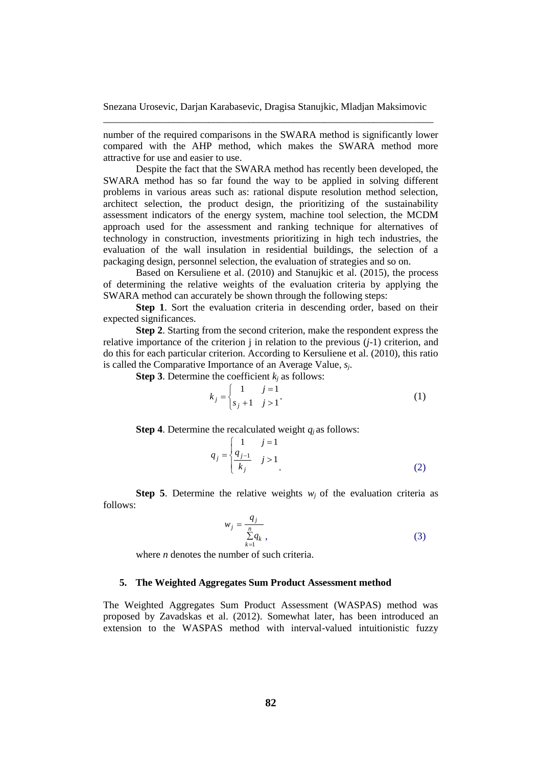number of the required comparisons in the SWARA method is significantly lower compared with the AHP method, which makes the SWARA method more attractive for use and easier to use.

Despite the fact that the SWARA method has recently been developed, the SWARA method has so far found the way to be applied in solving different problems in various areas such as: rational dispute resolution method selection, architect selection, the product design, the prioritizing of the sustainability assessment indicators of the energy system, machine tool selection, the MCDM approach used for the assessment and ranking technique for alternatives of technology in construction, investments prioritizing in high tech industries, the evaluation of the wall insulation in residential buildings, the selection of a packaging design, personnel selection, the evaluation of strategies and so on.

Based on Kersuliene et al. (2010) and Stanujkic et al. (2015), the process of determining the relative weights of the evaluation criteria by applying the SWARA method can accurately be shown through the following steps:

**Step 1**. Sort the evaluation criteria in descending order, based on their expected significances.

**Step 2**. Starting from the second criterion, make the respondent express the relative importance of the criterion j in relation to the previous ($j$-1) criterion, and do this for each particular criterion. According to Kersuliene et al. (2010), this ratio is called the Comparative Importance of an Average Value, $s_j$.

**Step 3**. Determine the coefficient $k_j$ as follows:

$$k_j = \begin{cases} 1 & j = 1 \\ s_j + 1 & j > 1 \end{cases}. \tag{1}$$

**Step 4**. Determine the recalculated weight $q_j$ as follows:

$$q_j = \begin{cases} 1 & j = 1 \\ \dfrac{q_{j-1}}{k_j} & j > 1 \end{cases}. \tag{2}$$

**Step 5**. Determine the relative weights $w_j$ of the evaluation criteria as follows:

$$w_j = \frac{q_j}{\sum_{k=1}^{n} q_k}, \tag{3}$$

where $n$ denotes the number of such criteria.

## 5. The Weighted Aggregates Sum Product Assessment method

The Weighted Aggregates Sum Product Assessment (WASPAS) method was proposed by Zavadskas et al. (2012). Somewhat later, has been introduced an extension to the WASPAS method with interval-valued intuitionistic fuzzy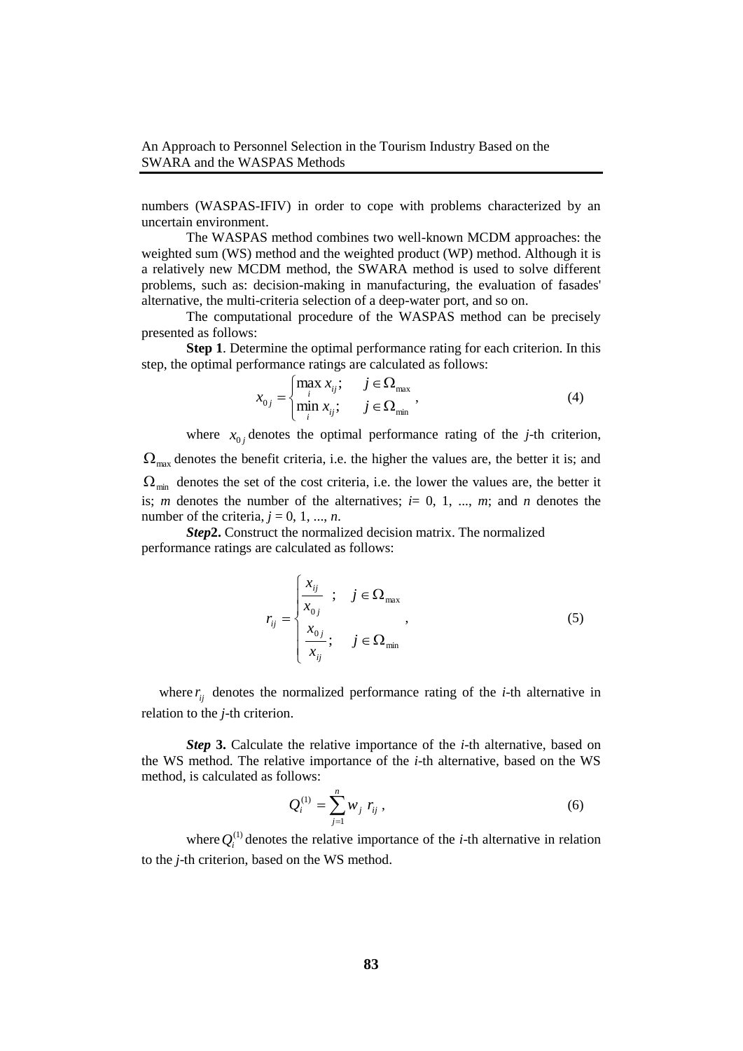numbers (WASPAS-IFIV) in order to cope with problems characterized by an uncertain environment.

The WASPAS method combines two well-known MCDM approaches: the weighted sum (WS) method and the weighted product (WP) method. Although it is a relatively new MCDM method, the SWARA method is used to solve different problems, such as: decision-making in manufacturing, the evaluation of fasades' alternative, the multi-criteria selection of a deep-water port, and so on.

The computational procedure of the WASPAS method can be precisely presented as follows:

**Step 1**. Determine the optimal performance rating for each criterion. In this step, the optimal performance ratings are calculated as follows:

$$x_{0j} = \begin{cases} \max\limits_{i} x_{ij}; & j \in \Omega_{\max} \\ \min\limits_{i} x_{ij}; & j \in \Omega_{\min} \end{cases}, \tag{4}$$

where $x_{0j}$ denotes the optimal performance rating of the $j$-th criterion, $\Omega_{\max}$ denotes the benefit criteria, i.e. the higher the values are, the better it is; and $\Omega_{\min}$ denotes the set of the cost criteria, i.e. the lower the values are, the better it is; $m$ denotes the number of the alternatives; $i$= 0, 1, ..., $m$; and $n$ denotes the number of the criteria, $j$ = 0, 1, ..., $n$.

***Step*2.** Construct the normalized decision matrix. The normalized performance ratings are calculated as follows:

$$r_{ij} = \begin{cases} \dfrac{x_{ij}}{x_{0j}}; & j \in \Omega_{\max} \\ \dfrac{x_{0j}}{x_{ij}}; & j \in \Omega_{\min} \end{cases}, \tag{5}$$

where $r_{ij}$ denotes the normalized performance rating of the $i$-th alternative in relation to the $j$-th criterion.

***Step* 3.** Calculate the relative importance of the $i$-th alternative, based on the WS method. The relative importance of the $i$-th alternative, based on the WS method, is calculated as follows:

$$Q_i^{(1)} = \sum_{j=1}^{n} w_j \, r_{ij}, \tag{6}$$

where $Q_i^{(1)}$ denotes the relative importance of the $i$-th alternative in relation to the $j$-th criterion, based on the WS method.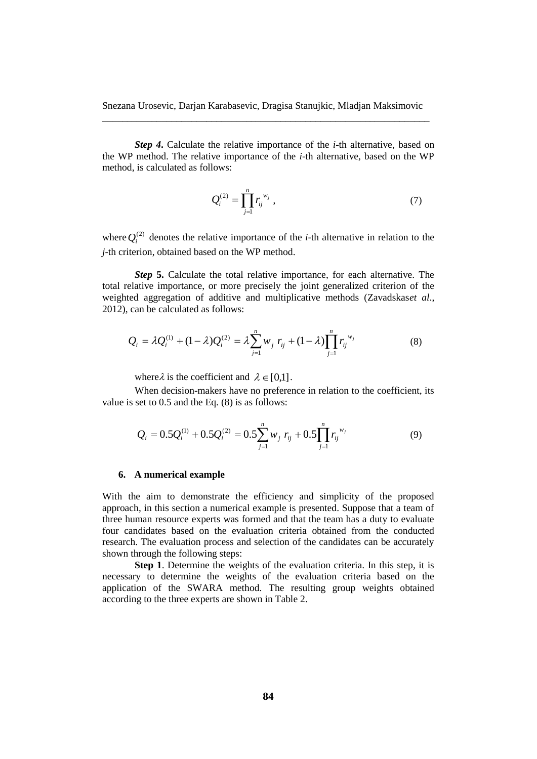***Step 4***. Calculate the relative importance of the *i*-th alternative, based on the WP method. The relative importance of the *i*-th alternative, based on the WP method, is calculated as follows:

$$Q_i^{(2)} = \prod_{j=1}^{n} r_{ij}^{\ w_j}\ , \tag{7}$$

where $Q_i^{(2)}$ denotes the relative importance of the *i*-th alternative in relation to the *j*-th criterion, obtained based on the WP method.

***Step* 5.** Calculate the total relative importance, for each alternative. The total relative importance, or more precisely the joint generalized criterion of the weighted aggregation of additive and multiplicative methods (Zavadskas*et al*., 2012), can be calculated as follows:

$$Q_i = \lambda Q_i^{(1)} + (1-\lambda)Q_i^{(2)} = \lambda \sum_{j=1}^{n} w_j\ r_{ij} + (1-\lambda)\prod_{j=1}^{n} r_{ij}^{\ w_j} \tag{8}$$

where$\lambda$ is the coefficient and $\lambda \in [0,1]$.

When decision-makers have no preference in relation to the coefficient, its value is set to 0.5 and the Eq. (8) is as follows:

$$Q_i = 0.5Q_i^{(1)} + 0.5Q_i^{(2)} = 0.5\sum_{j=1}^{n} w_j\ r_{ij} + 0.5\prod_{j=1}^{n} r_{ij}^{\ w_j} \tag{9}$$

## 6. A numerical example

With the aim to demonstrate the efficiency and simplicity of the proposed approach, in this section a numerical example is presented. Suppose that a team of three human resource experts was formed and that the team has a duty to evaluate four candidates based on the evaluation criteria obtained from the conducted research. The evaluation process and selection of the candidates can be accurately shown through the following steps:

**Step 1**. Determine the weights of the evaluation criteria. In this step, it is necessary to determine the weights of the evaluation criteria based on the application of the SWARA method. The resulting group weights obtained according to the three experts are shown in Table 2.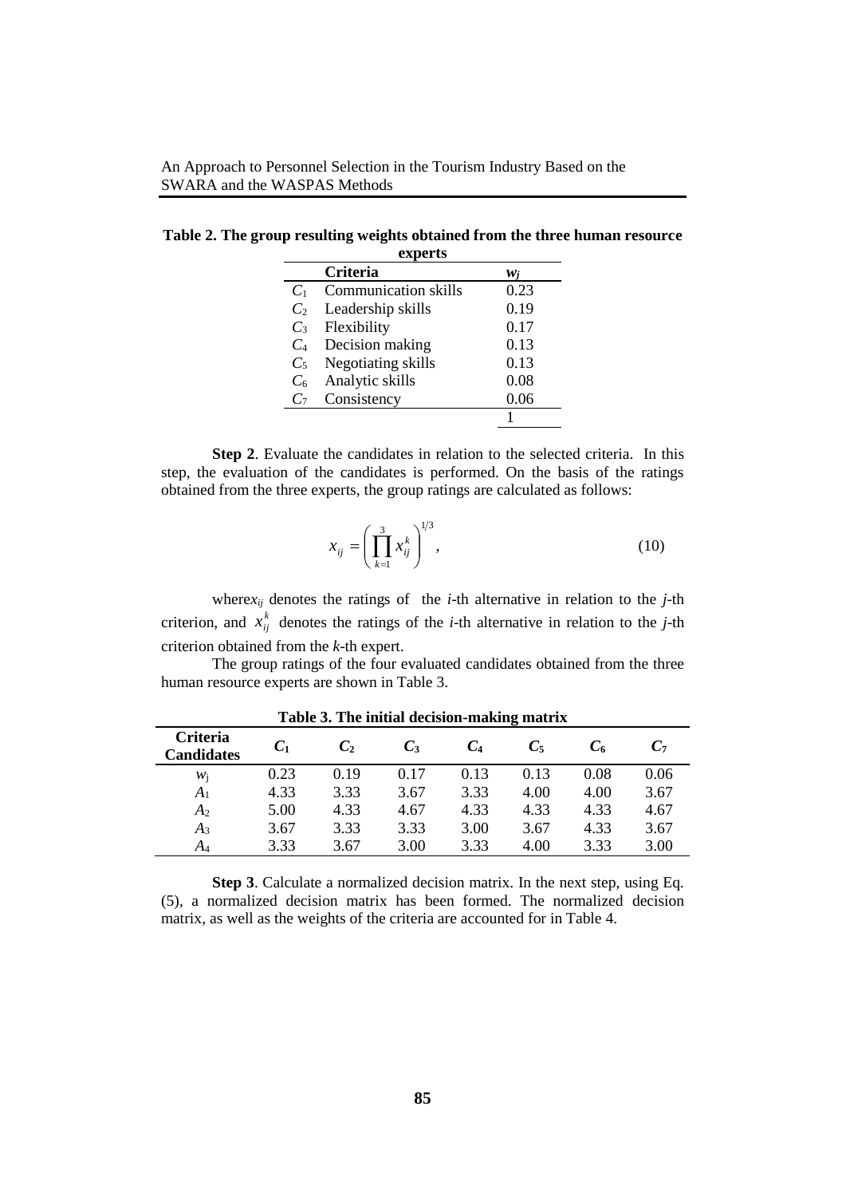**Table 2. The group resulting weights obtained from the three human resource experts**

| | Criteria | $w_j$ |
|---|---|---|
| $C_1$ | Communication skills | 0.23 |
| $C_2$ | Leadership skills | 0.19 |
| $C_3$ | Flexibility | 0.17 |
| $C_4$ | Decision making | 0.13 |
| $C_5$ | Negotiating skills | 0.13 |
| $C_6$ | Analytic skills | 0.08 |
| $C_7$ | Consistency | 0.06 |
| | | 1 |

**Step 2**. Evaluate the candidates in relation to the selected criteria. In this step, the evaluation of the candidates is performed. On the basis of the ratings obtained from the three experts, the group ratings are calculated as follows:

$$x_{ij} = \left( \prod_{k=1}^{3} x_{ij}^{k} \right)^{1/3}, \tag{10}$$

where $x_{ij}$ denotes the ratings of the $i$-th alternative in relation to the $j$-th criterion, and $x_{ij}^{k}$ denotes the ratings of the $i$-th alternative in relation to the $j$-th criterion obtained from the $k$-th expert.

The group ratings of the four evaluated candidates obtained from the three human resource experts are shown in Table 3.

**Table 3. The initial decision-making matrix**

| Criteria / Candidates | $C_1$ | $C_2$ | $C_3$ | $C_4$ | $C_5$ | $C_6$ | $C_7$ |
|---|---|---|---|---|---|---|---|
| $w_j$ | 0.23 | 0.19 | 0.17 | 0.13 | 0.13 | 0.08 | 0.06 |
| $A_1$ | 4.33 | 3.33 | 3.67 | 3.33 | 4.00 | 4.00 | 3.67 |
| $A_2$ | 5.00 | 4.33 | 4.67 | 4.33 | 4.33 | 4.33 | 4.67 |
| $A_3$ | 3.67 | 3.33 | 3.33 | 3.00 | 3.67 | 4.33 | 3.67 |
| $A_4$ | 3.33 | 3.67 | 3.00 | 3.33 | 4.00 | 3.33 | 3.00 |

**Step 3**. Calculate a normalized decision matrix. In the next step, using Eq. (5), a normalized decision matrix has been formed. The normalized decision matrix, as well as the weights of the criteria are accounted for in Table 4.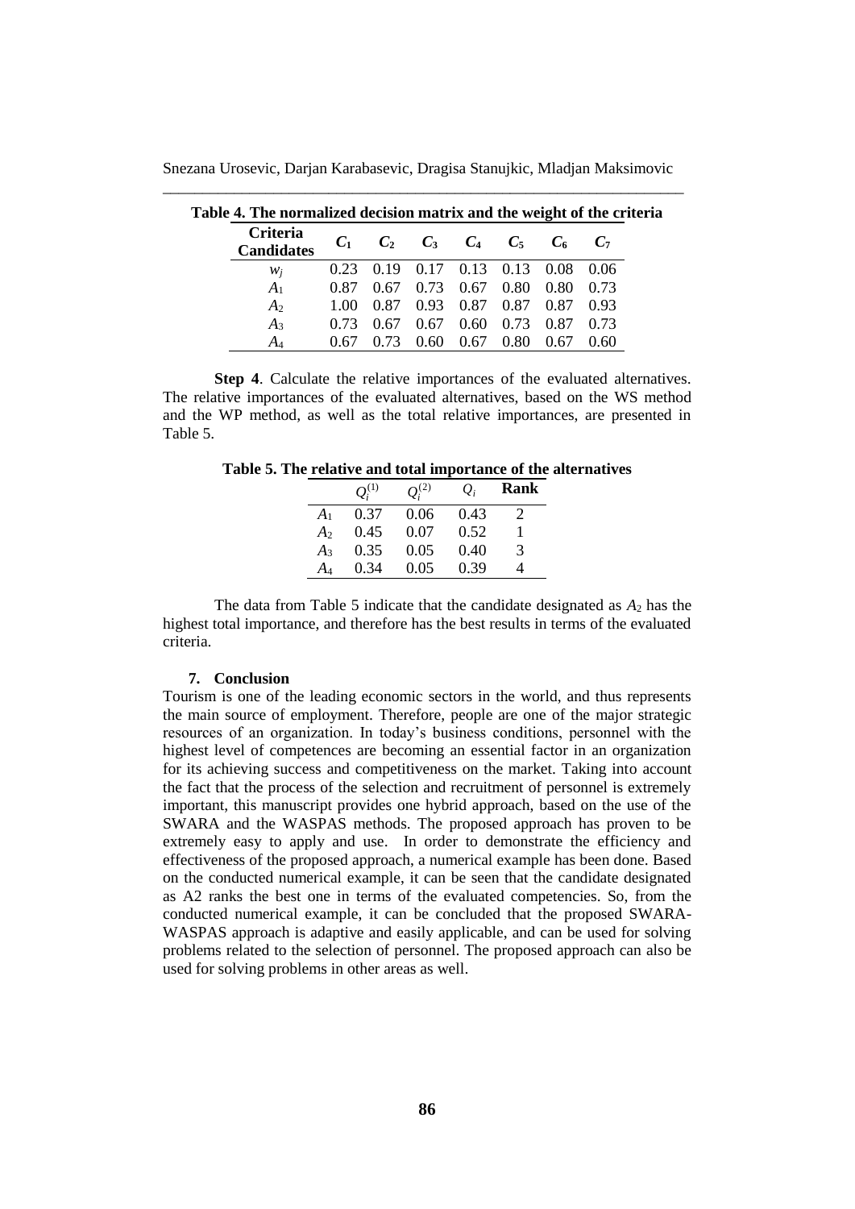**Table 4. The normalized decision matrix and the weight of the criteria**

| Criteria / Candidates | $C_1$ | $C_2$ | $C_3$ | $C_4$ | $C_5$ | $C_6$ | $C_7$ |
|---|---|---|---|---|---|---|---|
| $w_j$ | 0.23 | 0.19 | 0.17 | 0.13 | 0.13 | 0.08 | 0.06 |
| $A_1$ | 0.87 | 0.67 | 0.73 | 0.67 | 0.80 | 0.80 | 0.73 |
| $A_2$ | 1.00 | 0.87 | 0.93 | 0.87 | 0.87 | 0.87 | 0.93 |
| $A_3$ | 0.73 | 0.67 | 0.67 | 0.60 | 0.73 | 0.87 | 0.73 |
| $A_4$ | 0.67 | 0.73 | 0.60 | 0.67 | 0.80 | 0.67 | 0.60 |

**Step 4**. Calculate the relative importances of the evaluated alternatives. The relative importances of the evaluated alternatives, based on the WS method and the WP method, as well as the total relative importances, are presented in Table 5.

**Table 5. The relative and total importance of the alternatives**

| | $Q_i^{(1)}$ | $Q_i^{(2)}$ | $Q_i$ | Rank |
|---|---|---|---|---|
| $A_1$ | 0.37 | 0.06 | 0.43 | 2 |
| $A_2$ | 0.45 | 0.07 | 0.52 | 1 |
| $A_3$ | 0.35 | 0.05 | 0.40 | 3 |
| $A_4$ | 0.34 | 0.05 | 0.39 | 4 |

The data from Table 5 indicate that the candidate designated as $A_2$ has the highest total importance, and therefore has the best results in terms of the evaluated criteria.

## 7. Conclusion

Tourism is one of the leading economic sectors in the world, and thus represents the main source of employment. Therefore, people are one of the major strategic resources of an organization. In today's business conditions, personnel with the highest level of competences are becoming an essential factor in an organization for its achieving success and competitiveness on the market. Taking into account the fact that the process of the selection and recruitment of personnel is extremely important, this manuscript provides one hybrid approach, based on the use of the SWARA and the WASPAS methods. The proposed approach has proven to be extremely easy to apply and use. In order to demonstrate the efficiency and effectiveness of the proposed approach, a numerical example has been done. Based on the conducted numerical example, it can be seen that the candidate designated as A2 ranks the best one in terms of the evaluated competencies. So, from the conducted numerical example, it can be concluded that the proposed SWARA-WASPAS approach is adaptive and easily applicable, and can be used for solving problems related to the selection of personnel. The proposed approach can also be used for solving problems in other areas as well.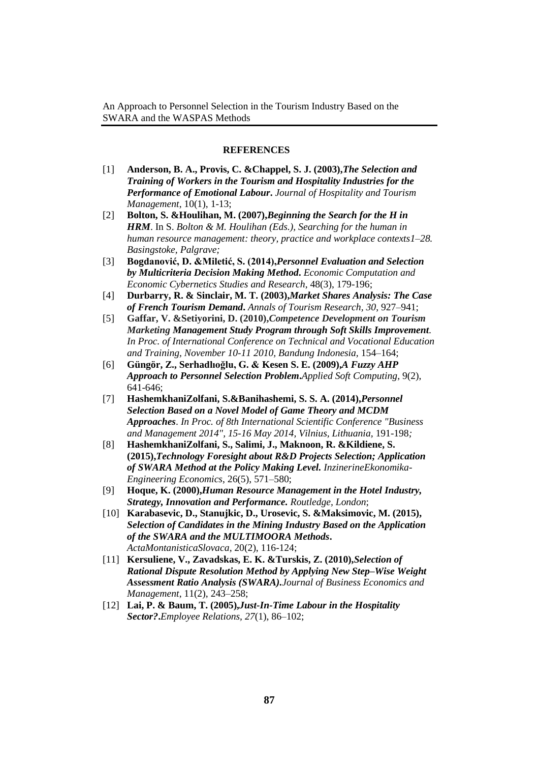**REFERENCES**

[1] **Anderson, B. A., Provis, C. &Chappel, S. J. (2003),*The Selection and Training of Workers in the Tourism and Hospitality Industries for the Performance of Emotional Labour*.** *Journal of Hospitality and Tourism Management*, 10(1), 1-13;

[2] **Bolton, S. &Houlihan, M. (2007),*Beginning the Search for the H in HRM*.** In S. *Bolton & M. Houlihan (Eds.), Searching for the human in human resource management: theory, practice and workplace contexts1–28. Basingstoke, Palgrave;*

[3] **Bogdanović, D. &Miletić, S. (2014),*Personnel Evaluation and Selection by Multicriteria Decision Making Method*.** *Economic Computation and Economic Cybernetics Studies and Research*, 48(3), 179-196;

[4] **Durbarry, R. & Sinclair, M. T. (2003),*Market Shares Analysis: The Case of French Tourism Demand*.** *Annals of Tourism Research*, *30*, 927–941;

[5] **Gaffar, V. &Setiyorini, D. (2010),*Competence Development on Tourism Marketing Management Study Program through Soft Skills Improvement*.** *In Proc. of International Conference on Technical and Vocational Education and Training, November 10-11 2010, Bandung Indonesia*, 154–164;

[6] **Güngör, Z., Serhadlıoğlu, G. & Kesen S. E. (2009),*A Fuzzy AHP Approach to Personnel Selection Problem*.***Applied Soft Computing*, 9(2), 641-646;

[7] **HashemkhaniZolfani, S.&Banihashemi, S. S. A. (2014),*Personnel Selection Based on a Novel Model of Game Theory and MCDM Approaches*.** *In Proc. of 8th International Scientific Conference "Business and Management 2014", 15-16 May 2014, Vilnius, Lithuania,* 191-198*;*

[8] **HashemkhaniZolfani, S., Salimi, J., Maknoon, R. &Kildiene, S. (2015),*Technology Foresight about R&D Projects Selection; Application of SWARA Method at the Policy Making Level*.** *InzinerineEkonomika-Engineering Economics*, 26(5), 571–580;

[9] **Hoque, K. (2000),*Human Resource Management in the Hotel Industry, Strategy, Innovation and Performance*.** *Routledge, London*;

[10] **Karabasevic, D., Stanujkic, D., Urosevic, S. &Maksimovic, M. (2015), *Selection of Candidates in the Mining Industry Based on the Application of the SWARA and the MULTIMOORA Methods*.** *ActaMontanisticaSlovaca*, 20(2), 116-124;

[11] **Kersuliene, V., Zavadskas, E. K. &Turskis, Z. (2010),*Selection of Rational Dispute Resolution Method by Applying New Step–Wise Weight Assessment Ratio Analysis (SWARA)*.***Journal of Business Economics and Management*, 11(2), 243–258;

[12] **Lai, P. & Baum, T. (2005),*Just-In-Time Labour in the Hospitality Sector?*.***Employee Relations*, *27*(1), 86–102;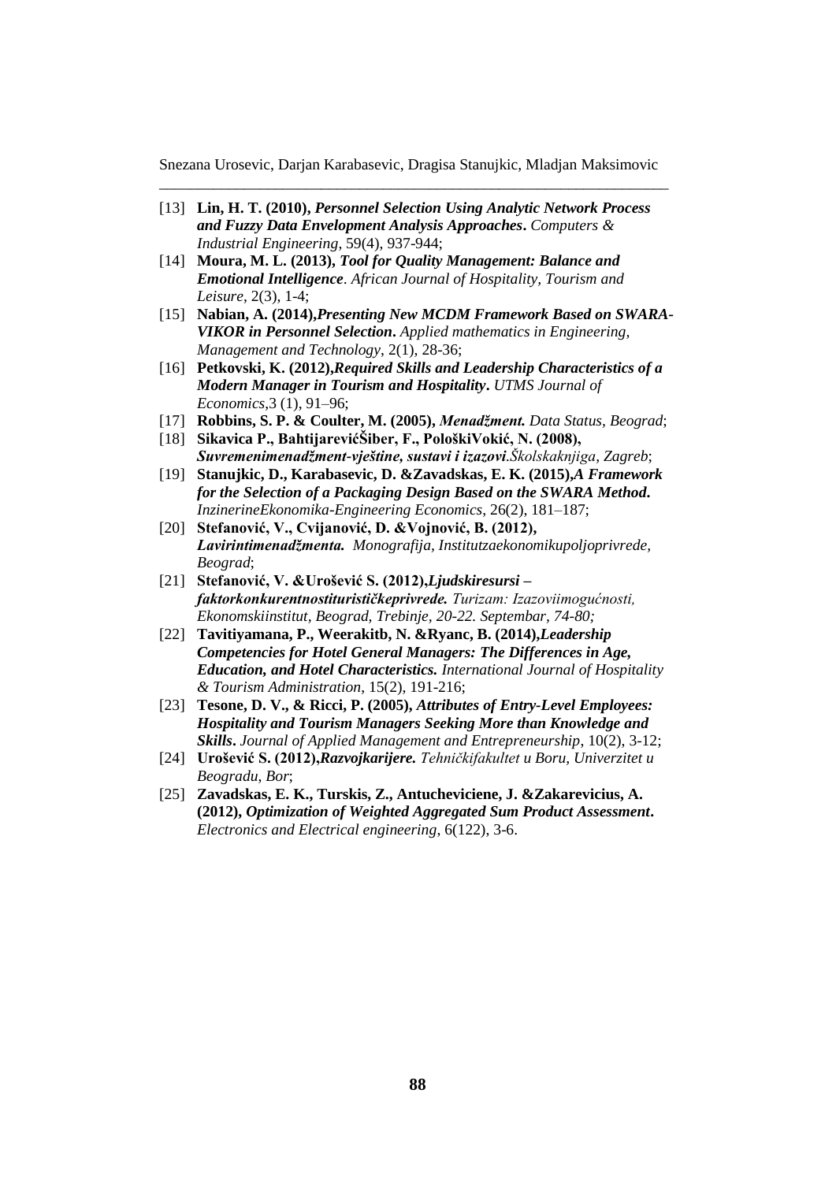[13] **Lin, H. T. (2010),** ***Personnel Selection Using Analytic Network Process and Fuzzy Data Envelopment Analysis Approaches***. *Computers & Industrial Engineering*, 59(4), 937-944;

[14] **Moura, M. L. (2013),** ***Tool for Quality Management: Balance and Emotional Intelligence***. *African Journal of Hospitality, Tourism and Leisure*, 2(3), 1-4;

[15] **Nabian, A. (2014),*****Presenting New MCDM Framework Based on SWARA-VIKOR in Personnel Selection***. *Applied mathematics in Engineering, Management and Technology*, 2(1), 28-36;

[16] **Petkovski, K. (2012),*****Required Skills and Leadership Characteristics of a Modern Manager in Tourism and Hospitality***. *UTMS Journal of Economics*,3 (1), 91–96;

[17] **Robbins, S. P. & Coulter, M. (2005),** ***Menadžment.*** *Data Status, Beograd*;

[18] **Sikavica P., BahtijarevićŠiber, F., PološkiVokić, N. (2008),** ***Suvremenimenadžment-vještine, sustavi i izazovi****.Školskaknjiga, Zagreb*;

[19] **Stanujkic, D., Karabasevic, D. &Zavadskas, E. K. (2015),*****A Framework for the Selection of a Packaging Design Based on the SWARA Method***. *InzinerineEkonomika-Engineering Economics*, 26(2), 181–187;

[20] **Stefanović, V., Cvijanović, D. &Vojnović, B. (2012),** ***Lavirintimenadžmenta.*** *Monografija, Institutzaekonomikupoljoprivrede, Beograd*;

[21] **Stefanović, V. &Urošević S. (2012),*****Ljudskiresursi – faktorkonkurentnostiturističkeprivrede.*** *Turizam: Izazoviimogućnosti, Ekonomskiinstitut, Beograd, Trebinje, 20-22. Septembar, 74-80;*

[22] **Tavitiyamana, P., Weerakitb, N. &Ryanc, B. (2014),*****Leadership Competencies for Hotel General Managers: The Differences in Age, Education, and Hotel Characteristics.*** *International Journal of Hospitality & Tourism Administration*, 15(2), 191-216;

[23] **Tesone, D. V., & Ricci, P. (2005),** ***Attributes of Entry-Level Employees: Hospitality and Tourism Managers Seeking More than Knowledge and Skills***. *Journal of Applied Management and Entrepreneurship*, 10(2), 3-12;

[24] **Urošević S. (2012),*****Razvojkarijere.*** *Tehničkifakultet u Boru, Univerzitet u Beogradu, Bor*;

[25] **Zavadskas, E. K., Turskis, Z., Antucheviciene, J. &Zakarevicius, A. (2012),** ***Optimization of Weighted Aggregated Sum Product Assessment***. *Electronics and Electrical engineering*, 6(122), 3-6.